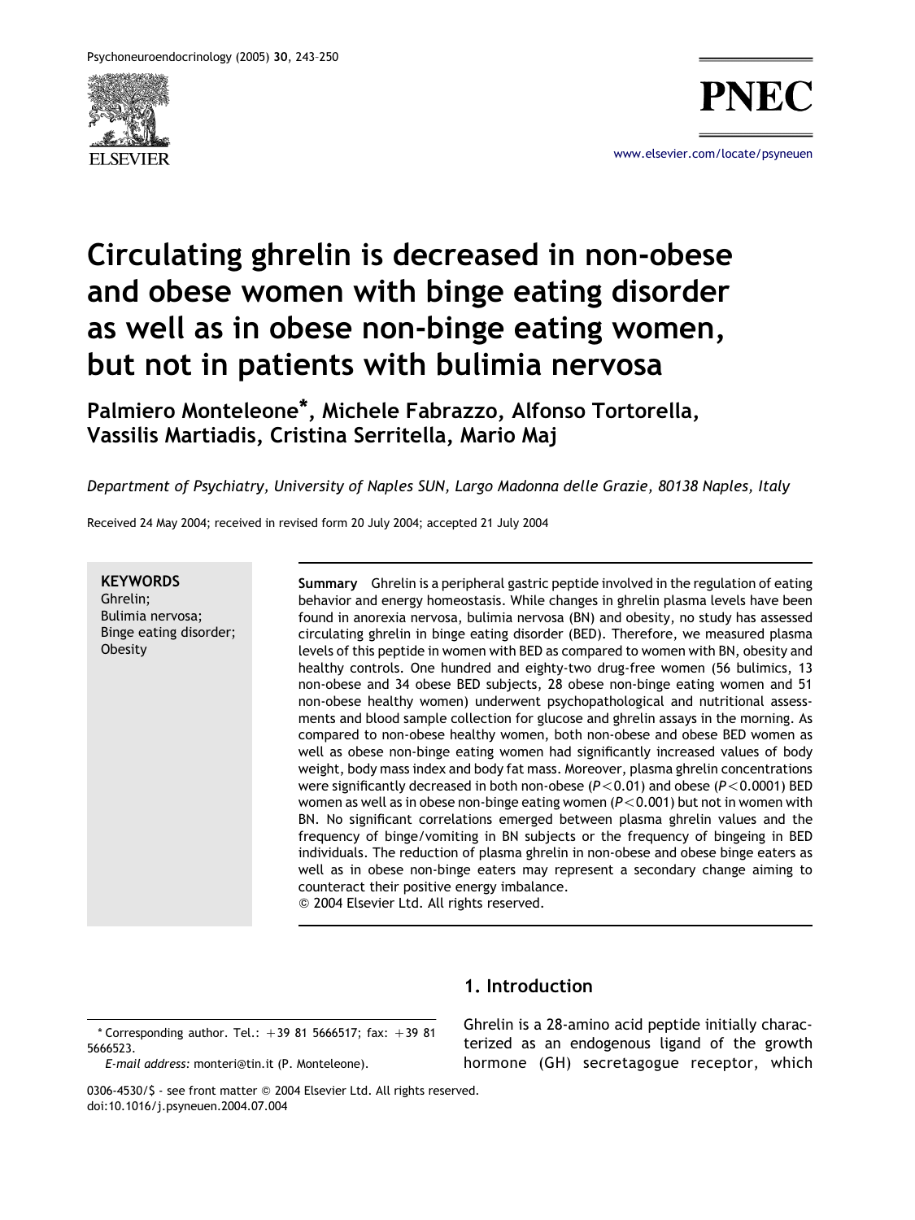# Circulating ghrelin is decreased in non-obese and obese women with binge eating disorder as well as in obese non-binge eating women, but not in patients with bulimia nervosa

**Palmiero Monteleone*, Michele Fabrazzo, Alfonso Tortorella, Vassilis Martiadis, Cristina Serritella, Mario Maj**

*Department of Psychiatry, University of Naples SUN, Largo Madonna delle Grazie, 80138 Naples, Italy*

Received 24 May 2004; received in revised form 20 July 2004; accepted 21 July 2004

**KEYWORDS**
Ghrelin;
Bulimia nervosa;
Binge eating disorder;
Obesity

**Summary** Ghrelin is a peripheral gastric peptide involved in the regulation of eating behavior and energy homeostasis. While changes in ghrelin plasma levels have been found in anorexia nervosa, bulimia nervosa (BN) and obesity, no study has assessed circulating ghrelin in binge eating disorder (BED). Therefore, we measured plasma levels of this peptide in women with BED as compared to women with BN, obesity and healthy controls. One hundred and eighty-two drug-free women (56 bulimics, 13 non-obese and 34 obese BED subjects, 28 obese non-binge eating women and 51 non-obese healthy women) underwent psychopathological and nutritional assessments and blood sample collection for glucose and ghrelin assays in the morning. As compared to non-obese healthy women, both non-obese and obese BED women as well as obese non-binge eating women had significantly increased values of body weight, body mass index and body fat mass. Moreover, plasma ghrelin concentrations were significantly decreased in both non-obese ($P<0.01$) and obese ($P<0.0001$) BED women as well as in obese non-binge eating women ($P<0.001$) but not in women with BN. No significant correlations emerged between plasma ghrelin values and the frequency of binge/vomiting in BN subjects or the frequency of bingeing in BED individuals. The reduction of plasma ghrelin in non-obese and obese binge eaters as well as in obese non-binge eaters may represent a secondary change aiming to counteract their positive energy imbalance.
© 2004 Elsevier Ltd. All rights reserved.

## 1. Introduction

Ghrelin is a 28-amino acid peptide initially characterized as an endogenous ligand of the growth hormone (GH) secretagogue receptor, which

\* Corresponding author. Tel.: +39 81 5666517; fax: +39 81 5666523.
*E-mail address:* monteri@tin.it (P. Monteleone).

0306-4530/$ - see front matter © 2004 Elsevier Ltd. All rights reserved.
doi:10.1016/j.psyneuen.2004.07.004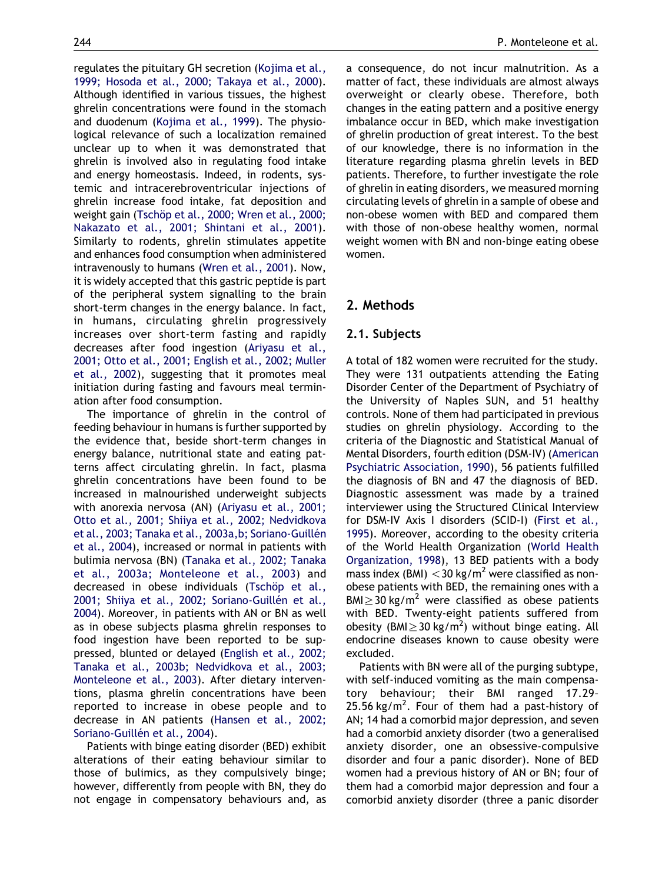regulates the pituitary GH secretion (Kojima et al., 1999; Hosoda et al., 2000; Takaya et al., 2000). Although identified in various tissues, the highest ghrelin concentrations were found in the stomach and duodenum (Kojima et al., 1999). The physiological relevance of such a localization remained unclear up to when it was demonstrated that ghrelin is involved also in regulating food intake and energy homeostasis. Indeed, in rodents, systemic and intracerebroventricular injections of ghrelin increase food intake, fat deposition and weight gain (Tschöp et al., 2000; Wren et al., 2000; Nakazato et al., 2001; Shintani et al., 2001). Similarly to rodents, ghrelin stimulates appetite and enhances food consumption when administered intravenously to humans (Wren et al., 2001). Now, it is widely accepted that this gastric peptide is part of the peripheral system signalling to the brain short-term changes in the energy balance. In fact, in humans, circulating ghrelin progressively increases over short-term fasting and rapidly decreases after food ingestion (Ariyasu et al., 2001; Otto et al., 2001; English et al., 2002; Muller et al., 2002), suggesting that it promotes meal initiation during fasting and favours meal termination after food consumption.

The importance of ghrelin in the control of feeding behaviour in humans is further supported by the evidence that, beside short-term changes in energy balance, nutritional state and eating patterns affect circulating ghrelin. In fact, plasma ghrelin concentrations have been found to be increased in malnourished underweight subjects with anorexia nervosa (AN) (Ariyasu et al., 2001; Otto et al., 2001; Shiiya et al., 2002; Nedvidkova et al., 2003; Tanaka et al., 2003a,b; Soriano-Guillén et al., 2004), increased or normal in patients with bulimia nervosa (BN) (Tanaka et al., 2002; Tanaka et al., 2003a; Monteleone et al., 2003) and decreased in obese individuals (Tschöp et al., 2001; Shiiya et al., 2002; Soriano-Guillén et al., 2004). Moreover, in patients with AN or BN as well as in obese subjects plasma ghrelin responses to food ingestion have been reported to be suppressed, blunted or delayed (English et al., 2002; Tanaka et al., 2003b; Nedvidkova et al., 2003; Monteleone et al., 2003). After dietary interventions, plasma ghrelin concentrations have been reported to increase in obese people and to decrease in AN patients (Hansen et al., 2002; Soriano-Guillén et al., 2004).

Patients with binge eating disorder (BED) exhibit alterations of their eating behaviour similar to those of bulimics, as they compulsively binge; however, differently from people with BN, they do not engage in compensatory behaviours and, as a consequence, do not incur malnutrition. As a matter of fact, these individuals are almost always overweight or clearly obese. Therefore, both changes in the eating pattern and a positive energy imbalance occur in BED, which make investigation of ghrelin production of great interest. To the best of our knowledge, there is no information in the literature regarding plasma ghrelin levels in BED patients. Therefore, to further investigate the role of ghrelin in eating disorders, we measured morning circulating levels of ghrelin in a sample of obese and non-obese women with BED and compared them with those of non-obese healthy women, normal weight women with BN and non-binge eating obese women.

## 2. Methods

### 2.1. Subjects

A total of 182 women were recruited for the study. They were 131 outpatients attending the Eating Disorder Center of the Department of Psychiatry of the University of Naples SUN, and 51 healthy controls. None of them had participated in previous studies on ghrelin physiology. According to the criteria of the Diagnostic and Statistical Manual of Mental Disorders, fourth edition (DSM-IV) (American Psychiatric Association, 1990), 56 patients fulfilled the diagnosis of BN and 47 the diagnosis of BED. Diagnostic assessment was made by a trained interviewer using the Structured Clinical Interview for DSM-IV Axis I disorders (SCID-I) (First et al., 1995). Moreover, according to the obesity criteria of the World Health Organization (World Health Organization, 1998), 13 BED patients with a body mass index (BMI) $<30$ kg/m$^2$ were classified as non-obese patients with BED, the remaining ones with a BMI$\geq 30$ kg/m$^2$ were classified as obese patients with BED. Twenty-eight patients suffered from obesity (BMI$\geq 30$ kg/m$^2$) without binge eating. All endocrine diseases known to cause obesity were excluded.

Patients with BN were all of the purging subtype, with self-induced vomiting as the main compensatory behaviour; their BMI ranged 17.29–25.56 kg/m$^2$. Four of them had a past-history of AN; 14 had a comorbid major depression, and seven had a comorbid anxiety disorder (two a generalised anxiety disorder, one an obsessive-compulsive disorder and four a panic disorder). None of BED women had a previous history of AN or BN; four of them had a comorbid major depression and four a comorbid anxiety disorder (three a panic disorder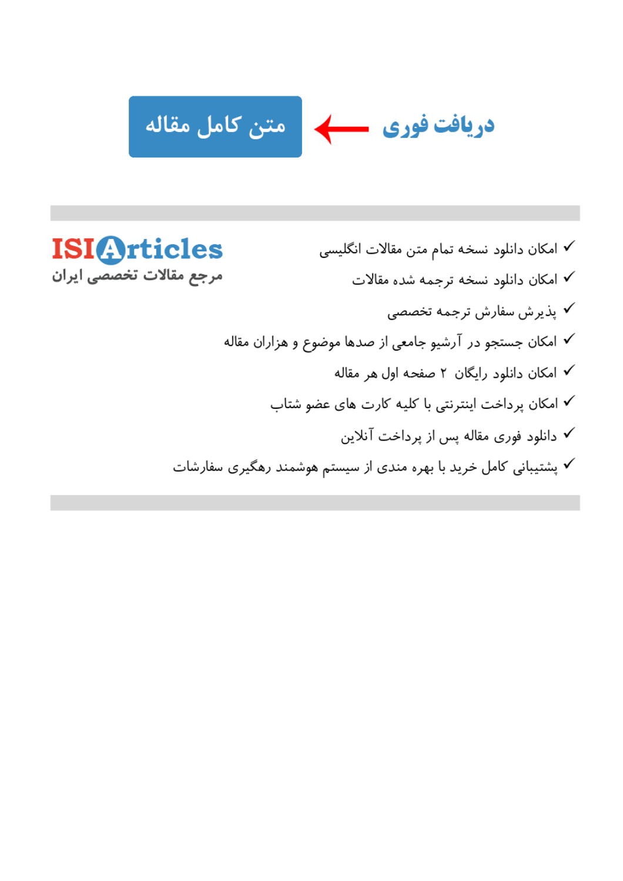**دریافت فوری** ← **متن کامل مقاله**

**ISIArticles**
مرجع مقالات تخصصی ایران

- ✓ امکان دانلود نسخه تمام متن مقالات انگلیسی
- ✓ امکان دانلود نسخه ترجمه شده مقالات
- ✓ پذیرش سفارش ترجمه تخصصی
- ✓ امکان جستجو در آرشیو جامعی از صدها موضوع و هزاران مقاله
- ✓ امکان دانلود رایگان ۲ صفحه اول هر مقاله
- ✓ امکان پرداخت اینترنتی با کلیه کارت های عضو شتاب
- ✓ دانلود فوری مقاله پس از پرداخت آنلاین
- ✓ پشتیبانی کامل خرید با بهره مندی از سیستم هوشمند رهگیری سفارشات